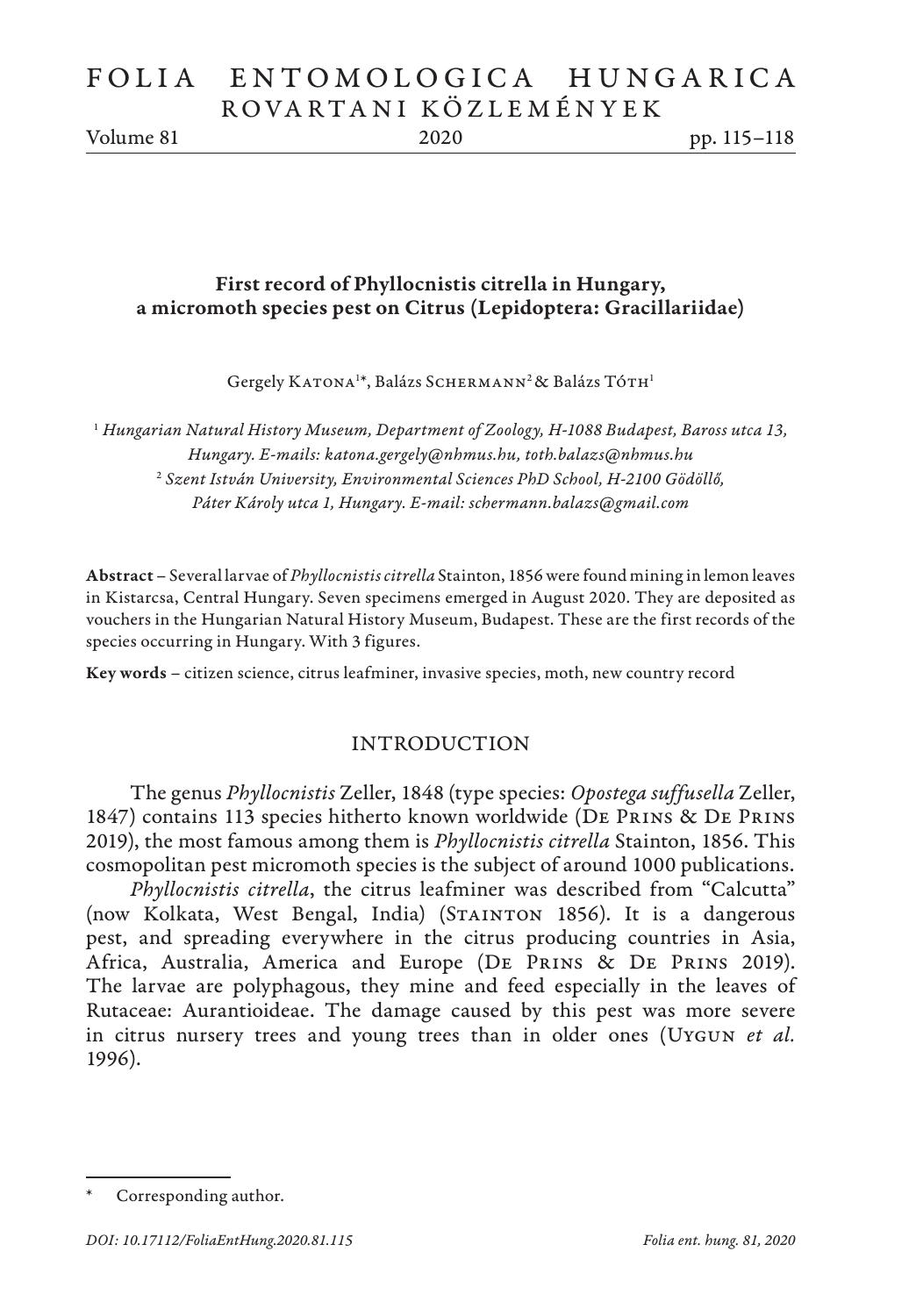# First record of Phyllocnistis citrella in Hungary, a micromoth species pest on Citrus (Lepidoptera: Gracillariidae)

Gergely Katona[1]*, Balázs Schermann[2] & Balázs Tóth[1]

[1] *Hungarian Natural History Museum, Department of Zoology, H-1088 Budapest, Baross utca 13, Hungary. E-mails: katona.gergely@nhmus.hu, toth.balazs@nhmus.hu*
[2] *Szent István University, Environmental Sciences PhD School, H-2100 Gödöllő, Páter Károly utca 1, Hungary. E-mail: schermann.balazs@gmail.com*

**Abstract** – Several larvae of *Phyllocnistis citrella* Stainton, 1856 were found mining in lemon leaves in Kistarcsa, Central Hungary. Seven specimens emerged in August 2020. They are deposited as vouchers in the Hungarian Natural History Museum, Budapest. These are the first records of the species occurring in Hungary. With 3 figures.

**Key words** – citizen science, citrus leafminer, invasive species, moth, new country record

## INTRODUCTION

The genus *Phyllocnistis* Zeller, 1848 (type species: *Opostega suffusella* Zeller, 1847) contains 113 species hitherto known worldwide (De Prins & De Prins 2019), the most famous among them is *Phyllocnistis citrella* Stainton, 1856. This cosmopolitan pest micromoth species is the subject of around 1000 publications.

*Phyllocnistis citrella*, the citrus leafminer was described from "Calcutta" (now Kolkata, West Bengal, India) (Stainton 1856). It is a dangerous pest, and spreading everywhere in the citrus producing countries in Asia, Africa, Australia, America and Europe (De Prins & De Prins 2019). The larvae are polyphagous, they mine and feed especially in the leaves of Rutaceae: Aurantioideae. The damage caused by this pest was more severe in citrus nursery trees and young trees than in older ones (Uygun *et al.* 1996).

* Corresponding author.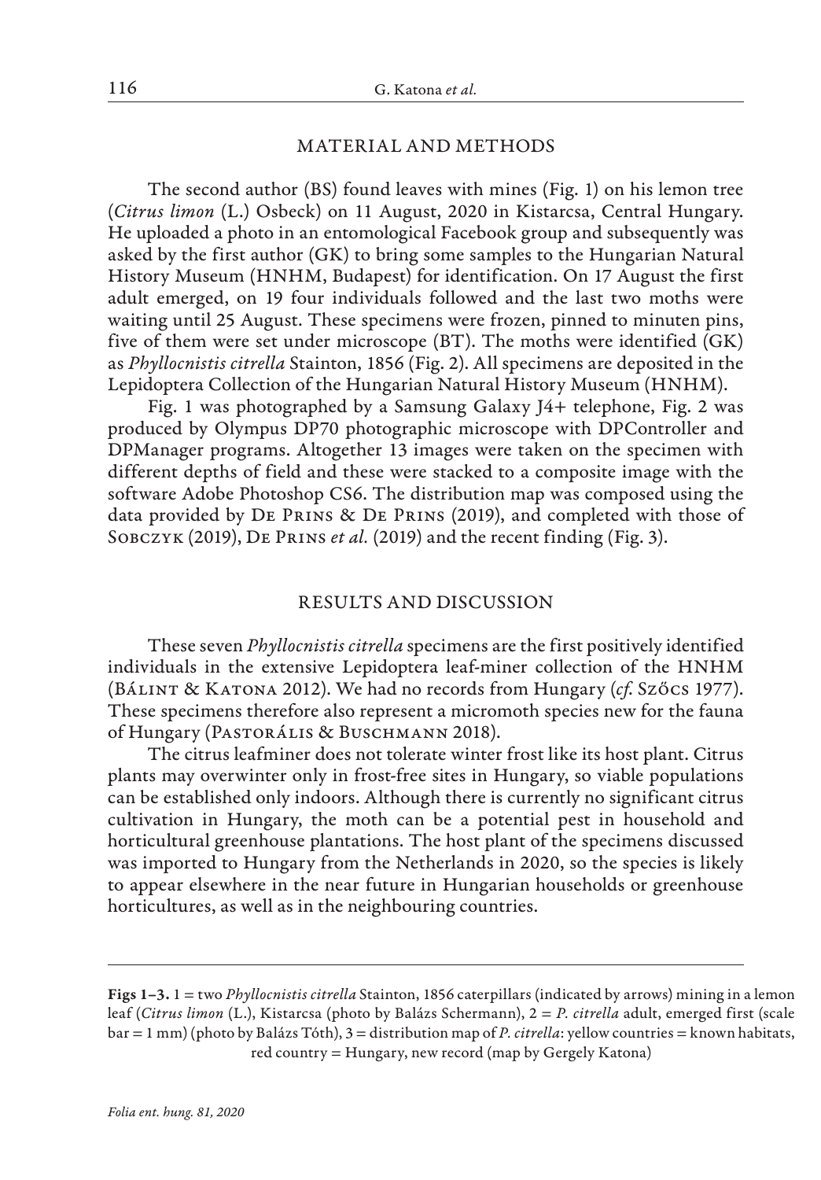## MATERIAL AND METHODS

The second author (BS) found leaves with mines (Fig. 1) on his lemon tree (*Citrus limon* (L.) Osbeck) on 11 August, 2020 in Kistarcsa, Central Hungary. He uploaded a photo in an entomological Facebook group and subsequently was asked by the first author (GK) to bring some samples to the Hungarian Natural History Museum (HNHM, Budapest) for identification. On 17 August the first adult emerged, on 19 four individuals followed and the last two moths were waiting until 25 August. These specimens were frozen, pinned to minuten pins, five of them were set under microscope (BT). The moths were identified (GK) as *Phyllocnistis citrella* Stainton, 1856 (Fig. 2). All specimens are deposited in the Lepidoptera Collection of the Hungarian Natural History Museum (HNHM).

Fig. 1 was photographed by a Samsung Galaxy J4+ telephone, Fig. 2 was produced by Olympus DP70 photographic microscope with DPController and DPManager programs. Altogether 13 images were taken on the specimen with different depths of field and these were stacked to a composite image with the software Adobe Photoshop CS6. The distribution map was composed using the data provided by De Prins & De Prins (2019), and completed with those of Sobczyk (2019), De Prins *et al.* (2019) and the recent finding (Fig. 3).

## RESULTS AND DISCUSSION

These seven *Phyllocnistis citrella* specimens are the first positively identified individuals in the extensive Lepidoptera leaf-miner collection of the HNHM (Bálint & Katona 2012). We had no records from Hungary (*cf.* Szőcs 1977). These specimens therefore also represent a micromoth species new for the fauna of Hungary (Pastorális & Buschmann 2018).

The citrus leafminer does not tolerate winter frost like its host plant. Citrus plants may overwinter only in frost-free sites in Hungary, so viable populations can be established only indoors. Although there is currently no significant citrus cultivation in Hungary, the moth can be a potential pest in household and horticultural greenhouse plantations. The host plant of the specimens discussed was imported to Hungary from the Netherlands in 2020, so the species is likely to appear elsewhere in the near future in Hungarian households or greenhouse horticultures, as well as in the neighbouring countries.

---

**Figs 1–3.** 1 = two *Phyllocnistis citrella* Stainton, 1856 caterpillars (indicated by arrows) mining in a lemon leaf (*Citrus limon* (L.), Kistarcsa (photo by Balázs Schermann), 2 = *P. citrella* adult, emerged first (scale bar = 1 mm) (photo by Balázs Tóth), 3 = distribution map of *P. citrella*: yellow countries = known habitats, red country = Hungary, new record (map by Gergely Katona)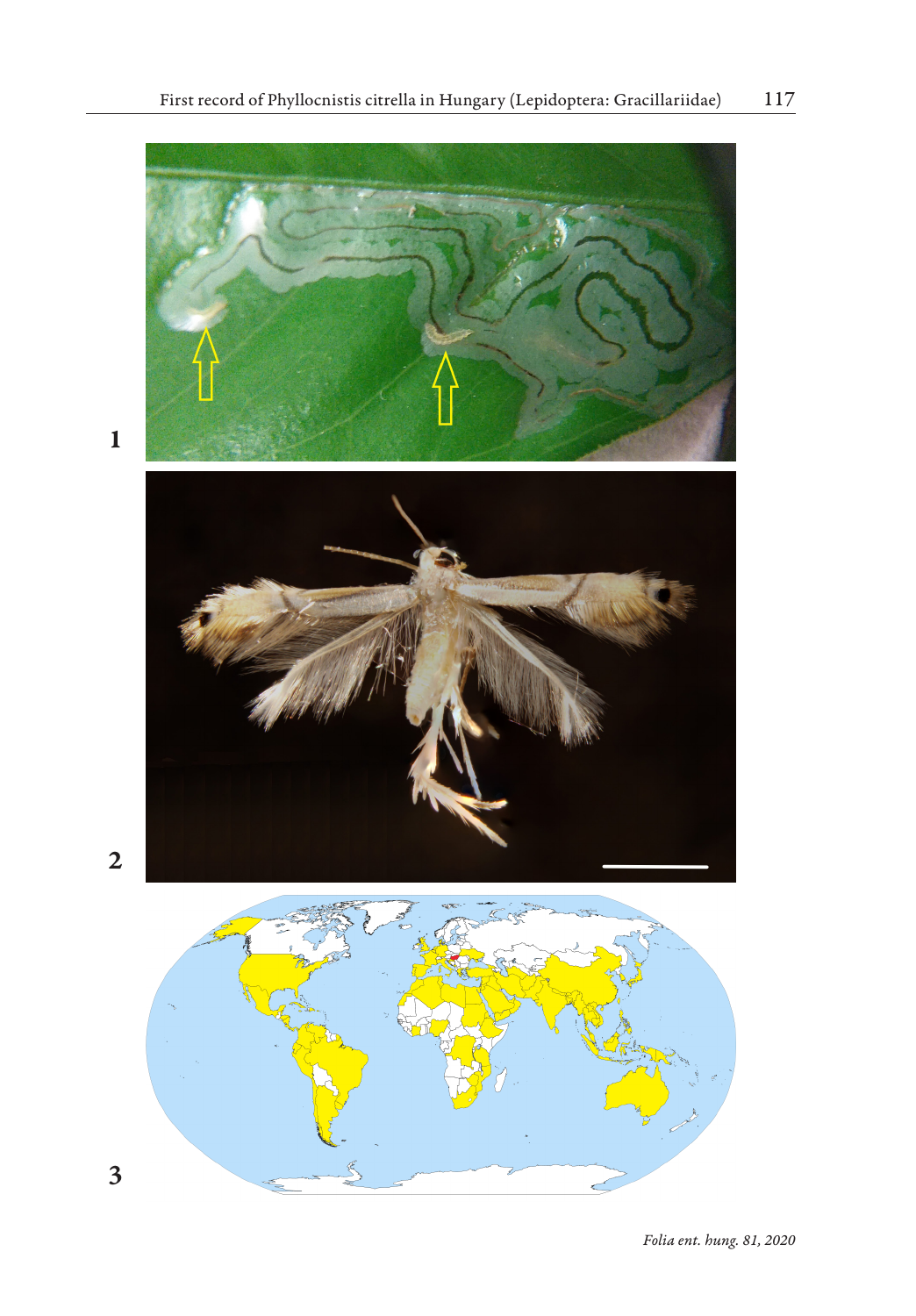1

2

3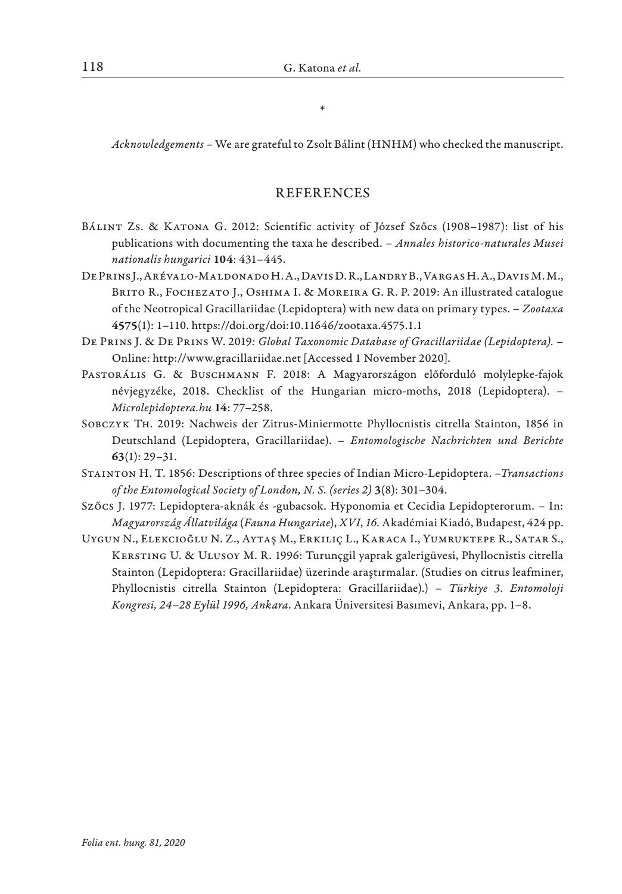\*

*Acknowledgements* – We are grateful to Zsolt Bálint (HNHM) who checked the manuscript.

## REFERENCES

Bálint Zs. & Katona G. 2012: Scientific activity of József Szőcs (1908–1987): list of his publications with documenting the taxa he described. – *Annales historico-naturales Musei nationalis hungarici* **104**: 431–445.

De Prins J., Arévalo-Maldonado H. A., Davis D. R., Landry B., Vargas H. A., Davis M. M., Brito R., Fochezato J., Oshima I. & Moreira G. R. P. 2019: An illustrated catalogue of the Neotropical Gracillariidae (Lepidoptera) with new data on primary types. – *Zootaxa* **4575**(1): 1–110. https://doi.org/doi:10.11646/zootaxa.4575.1.1

De Prins J. & De Prins W. 2019*: Global Taxonomic Database of Gracillariidae (Lepidoptera).* – Online: http://www.gracillariidae.net [Accessed 1 November 2020].

Pastorális G. & Buschmann F. 2018: A Magyarországon előforduló molylepke-fajok névjegyzéke, 2018. Checklist of the Hungarian micro-moths, 2018 (Lepidoptera). – *Microlepidoptera.hu* **14**: 77–258.

Sobczyk Th. 2019: Nachweis der Zitrus-Miniermotte Phyllocnistis citrella Stainton, 1856 in Deutschland (Lepidoptera, Gracillariidae). – *Entomologische Nachrichten und Berichte* **63**(1): 29–31.

Stainton H. T. 1856: Descriptions of three species of Indian Micro-Lepidoptera. –*Transactions of the Entomological Society of London, N. S. (series 2)* **3**(8): 301–304.

Szőcs J. 1977: Lepidoptera-aknák és -gubacsok. Hyponomia et Cecidia Lepidopterorum. – In: *Magyarország Állatvilága* (*Fauna Hungariae*), *XVI*, *16.* Akadémiai Kiadó, Budapest, 424 pp.

Uygun N., Elekcioğlu N. Z., Aytaş M., Erkiliç L., Karaca I., Yumruktepe R., Satar S., Kersting U. & Ulusoy M. R. 1996: Turunçgil yaprak galerigüvesi, Phyllocnistis citrella Stainton (Lepidoptera: Gracillariidae) üzerinde araştırmalar. (Studies on citrus leafminer, Phyllocnistis citrella Stainton (Lepidoptera: Gracillariidae).) – *Türkiye 3. Entomoloji Kongresi, 24–28 Eylül 1996, Ankara*. Ankara Üniversitesi Basımevi, Ankara, pp. 1–8.